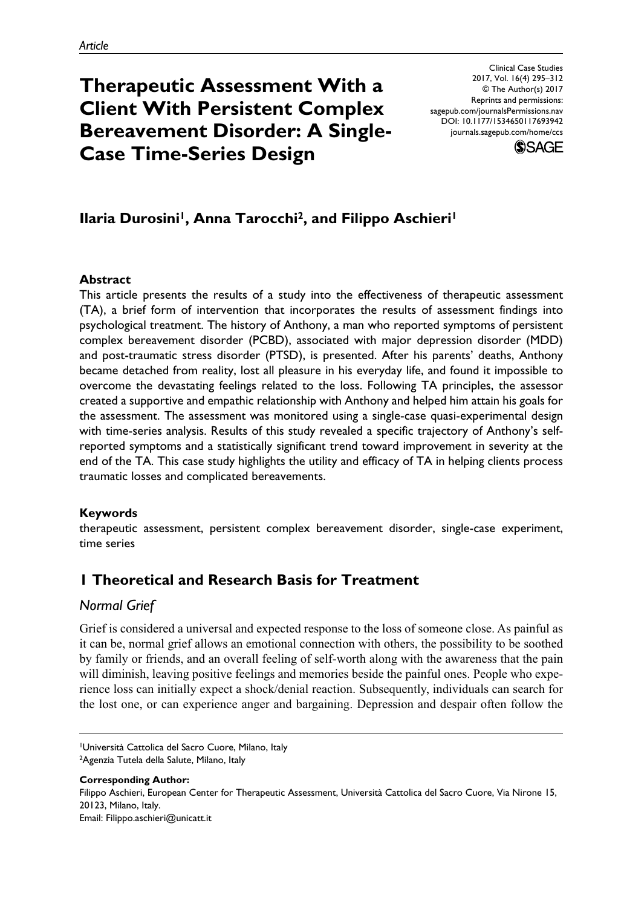*Article*

# Therapeutic Assessment With a Client With Persistent Complex Bereavement Disorder: A Single-Case Time-Series Design

Clinical Case Studies
2017, Vol. 16(4) 295–312
© The Author(s) 2017
Reprints and permissions:
sagepub.com/journalsPermissions.nav
DOI: 10.1177/1534650117693942
journals.sagepub.com/home/ccs

**Ilaria Durosini[1], Anna Tarocchi[2], and Filippo Aschieri[1]**

### Abstract

This article presents the results of a study into the effectiveness of therapeutic assessment (TA), a brief form of intervention that incorporates the results of assessment findings into psychological treatment. The history of Anthony, a man who reported symptoms of persistent complex bereavement disorder (PCBD), associated with major depression disorder (MDD) and post-traumatic stress disorder (PTSD), is presented. After his parents' deaths, Anthony became detached from reality, lost all pleasure in his everyday life, and found it impossible to overcome the devastating feelings related to the loss. Following TA principles, the assessor created a supportive and empathic relationship with Anthony and helped him attain his goals for the assessment. The assessment was monitored using a single-case quasi-experimental design with time-series analysis. Results of this study revealed a specific trajectory of Anthony's self-reported symptoms and a statistically significant trend toward improvement in severity at the end of the TA. This case study highlights the utility and efficacy of TA in helping clients process traumatic losses and complicated bereavements.

### Keywords

therapeutic assessment, persistent complex bereavement disorder, single-case experiment, time series

## 1 Theoretical and Research Basis for Treatment

### *Normal Grief*

Grief is considered a universal and expected response to the loss of someone close. As painful as it can be, normal grief allows an emotional connection with others, the possibility to be soothed by family or friends, and an overall feeling of self-worth along with the awareness that the pain will diminish, leaving positive feelings and memories beside the painful ones. People who experience loss can initially expect a shock/denial reaction. Subsequently, individuals can search for the lost one, or can experience anger and bargaining. Depression and despair often follow the

[1]Università Cattolica del Sacro Cuore, Milano, Italy
[2]Agenzia Tutela della Salute, Milano, Italy

**Corresponding Author:**
Filippo Aschieri, European Center for Therapeutic Assessment, Università Cattolica del Sacro Cuore, Via Nirone 15, 20123, Milano, Italy.
Email: Filippo.aschieri@unicatt.it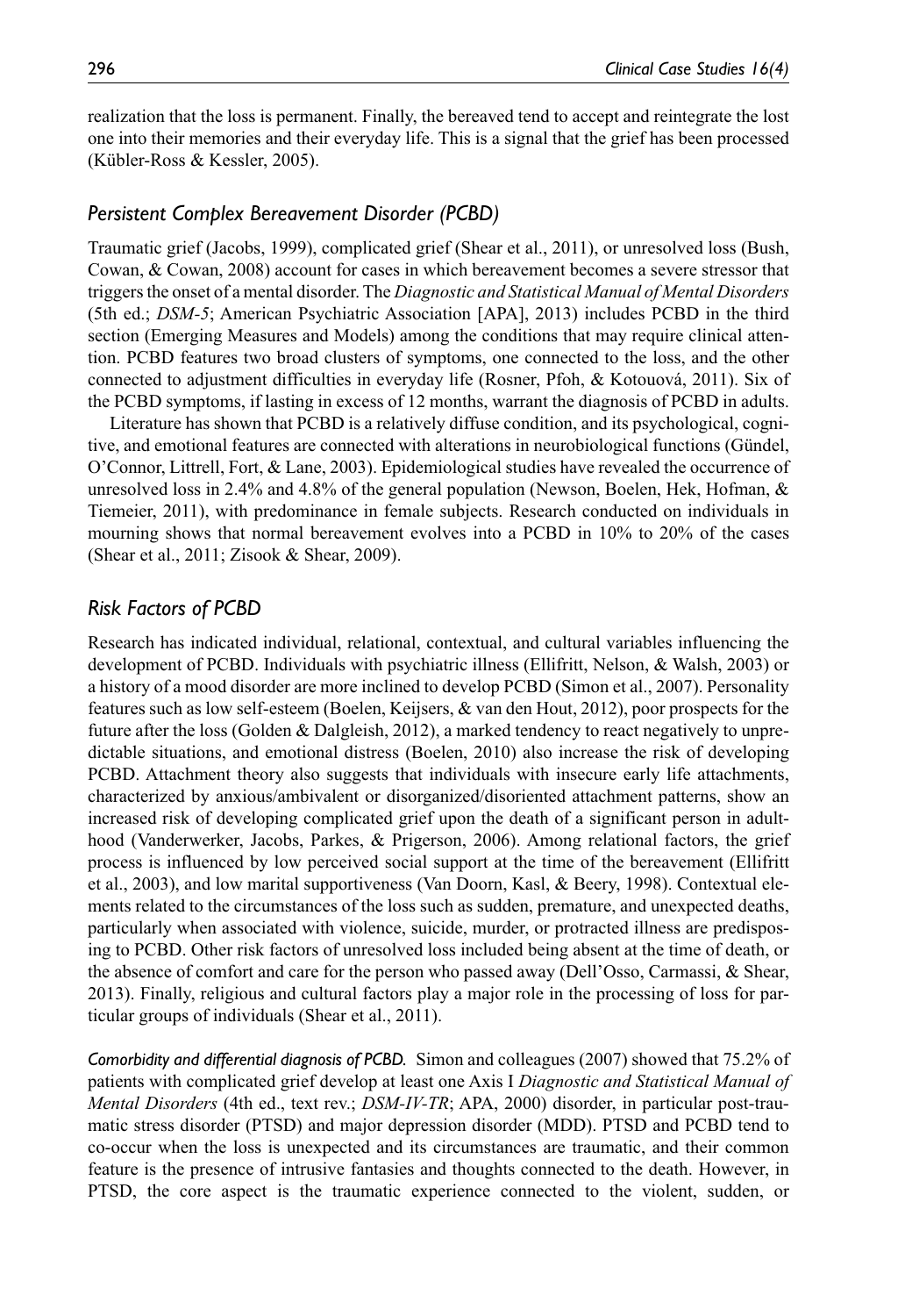realization that the loss is permanent. Finally, the bereaved tend to accept and reintegrate the lost one into their memories and their everyday life. This is a signal that the grief has been processed (Kübler-Ross & Kessler, 2005).

## *Persistent Complex Bereavement Disorder (PCBD)*

Traumatic grief (Jacobs, 1999), complicated grief (Shear et al., 2011), or unresolved loss (Bush, Cowan, & Cowan, 2008) account for cases in which bereavement becomes a severe stressor that triggers the onset of a mental disorder. The *Diagnostic and Statistical Manual of Mental Disorders* (5th ed.; *DSM-5*; American Psychiatric Association [APA], 2013) includes PCBD in the third section (Emerging Measures and Models) among the conditions that may require clinical attention. PCBD features two broad clusters of symptoms, one connected to the loss, and the other connected to adjustment difficulties in everyday life (Rosner, Pfoh, & Kotouová, 2011). Six of the PCBD symptoms, if lasting in excess of 12 months, warrant the diagnosis of PCBD in adults.

Literature has shown that PCBD is a relatively diffuse condition, and its psychological, cognitive, and emotional features are connected with alterations in neurobiological functions (Gündel, O'Connor, Littrell, Fort, & Lane, 2003). Epidemiological studies have revealed the occurrence of unresolved loss in 2.4% and 4.8% of the general population (Newson, Boelen, Hek, Hofman, & Tiemeier, 2011), with predominance in female subjects. Research conducted on individuals in mourning shows that normal bereavement evolves into a PCBD in 10% to 20% of the cases (Shear et al., 2011; Zisook & Shear, 2009).

## *Risk Factors of PCBD*

Research has indicated individual, relational, contextual, and cultural variables influencing the development of PCBD. Individuals with psychiatric illness (Ellifritt, Nelson, & Walsh, 2003) or a history of a mood disorder are more inclined to develop PCBD (Simon et al., 2007). Personality features such as low self-esteem (Boelen, Keijsers, & van den Hout, 2012), poor prospects for the future after the loss (Golden & Dalgleish, 2012), a marked tendency to react negatively to unpredictable situations, and emotional distress (Boelen, 2010) also increase the risk of developing PCBD. Attachment theory also suggests that individuals with insecure early life attachments, characterized by anxious/ambivalent or disorganized/disoriented attachment patterns, show an increased risk of developing complicated grief upon the death of a significant person in adulthood (Vanderwerker, Jacobs, Parkes, & Prigerson, 2006). Among relational factors, the grief process is influenced by low perceived social support at the time of the bereavement (Ellifritt et al., 2003), and low marital supportiveness (Van Doorn, Kasl, & Beery, 1998). Contextual elements related to the circumstances of the loss such as sudden, premature, and unexpected deaths, particularly when associated with violence, suicide, murder, or protracted illness are predisposing to PCBD. Other risk factors of unresolved loss included being absent at the time of death, or the absence of comfort and care for the person who passed away (Dell'Osso, Carmassi, & Shear, 2013). Finally, religious and cultural factors play a major role in the processing of loss for particular groups of individuals (Shear et al., 2011).

*Comorbidity and differential diagnosis of PCBD.* Simon and colleagues (2007) showed that 75.2% of patients with complicated grief develop at least one Axis I *Diagnostic and Statistical Manual of Mental Disorders* (4th ed., text rev.; *DSM-IV-TR*; APA, 2000) disorder, in particular post-traumatic stress disorder (PTSD) and major depression disorder (MDD). PTSD and PCBD tend to co-occur when the loss is unexpected and its circumstances are traumatic, and their common feature is the presence of intrusive fantasies and thoughts connected to the death. However, in PTSD, the core aspect is the traumatic experience connected to the violent, sudden, or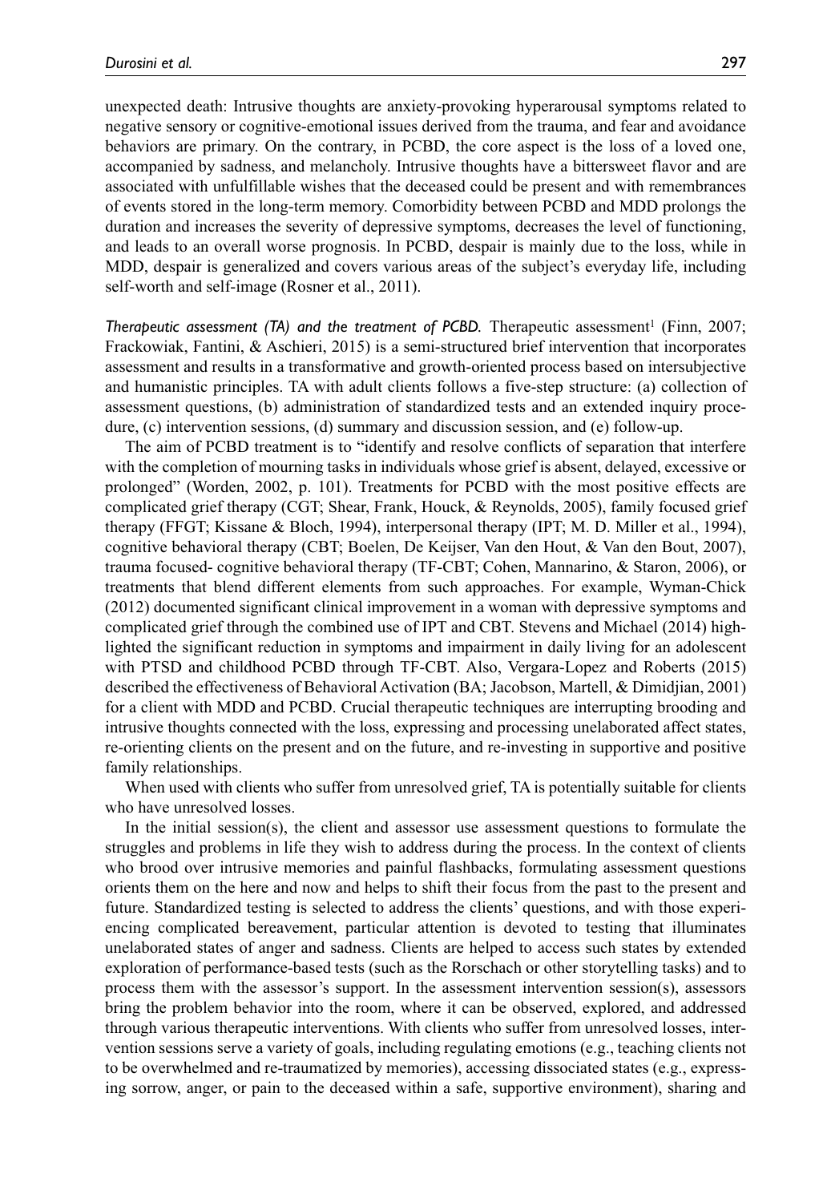unexpected death: Intrusive thoughts are anxiety-provoking hyperarousal symptoms related to negative sensory or cognitive-emotional issues derived from the trauma, and fear and avoidance behaviors are primary. On the contrary, in PCBD, the core aspect is the loss of a loved one, accompanied by sadness, and melancholy. Intrusive thoughts have a bittersweet flavor and are associated with unfulfillable wishes that the deceased could be present and with remembrances of events stored in the long-term memory. Comorbidity between PCBD and MDD prolongs the duration and increases the severity of depressive symptoms, decreases the level of functioning, and leads to an overall worse prognosis. In PCBD, despair is mainly due to the loss, while in MDD, despair is generalized and covers various areas of the subject's everyday life, including self-worth and self-image (Rosner et al., 2011).

*Therapeutic assessment (TA) and the treatment of PCBD.* Therapeutic assessment[1] (Finn, 2007; Frackowiak, Fantini, & Aschieri, 2015) is a semi-structured brief intervention that incorporates assessment and results in a transformative and growth-oriented process based on intersubjective and humanistic principles. TA with adult clients follows a five-step structure: (a) collection of assessment questions, (b) administration of standardized tests and an extended inquiry procedure, (c) intervention sessions, (d) summary and discussion session, and (e) follow-up.

The aim of PCBD treatment is to "identify and resolve conflicts of separation that interfere with the completion of mourning tasks in individuals whose grief is absent, delayed, excessive or prolonged" (Worden, 2002, p. 101). Treatments for PCBD with the most positive effects are complicated grief therapy (CGT; Shear, Frank, Houck, & Reynolds, 2005), family focused grief therapy (FFGT; Kissane & Bloch, 1994), interpersonal therapy (IPT; M. D. Miller et al., 1994), cognitive behavioral therapy (CBT; Boelen, De Keijser, Van den Hout, & Van den Bout, 2007), trauma focused- cognitive behavioral therapy (TF-CBT; Cohen, Mannarino, & Staron, 2006), or treatments that blend different elements from such approaches. For example, Wyman-Chick (2012) documented significant clinical improvement in a woman with depressive symptoms and complicated grief through the combined use of IPT and CBT. Stevens and Michael (2014) highlighted the significant reduction in symptoms and impairment in daily living for an adolescent with PTSD and childhood PCBD through TF-CBT. Also, Vergara-Lopez and Roberts (2015) described the effectiveness of Behavioral Activation (BA; Jacobson, Martell, & Dimidjian, 2001) for a client with MDD and PCBD. Crucial therapeutic techniques are interrupting brooding and intrusive thoughts connected with the loss, expressing and processing unelaborated affect states, re-orienting clients on the present and on the future, and re-investing in supportive and positive family relationships.

When used with clients who suffer from unresolved grief, TA is potentially suitable for clients who have unresolved losses.

In the initial session(s), the client and assessor use assessment questions to formulate the struggles and problems in life they wish to address during the process. In the context of clients who brood over intrusive memories and painful flashbacks, formulating assessment questions orients them on the here and now and helps to shift their focus from the past to the present and future. Standardized testing is selected to address the clients' questions, and with those experiencing complicated bereavement, particular attention is devoted to testing that illuminates unelaborated states of anger and sadness. Clients are helped to access such states by extended exploration of performance-based tests (such as the Rorschach or other storytelling tasks) and to process them with the assessor's support. In the assessment intervention session(s), assessors bring the problem behavior into the room, where it can be observed, explored, and addressed through various therapeutic interventions. With clients who suffer from unresolved losses, intervention sessions serve a variety of goals, including regulating emotions (e.g., teaching clients not to be overwhelmed and re-traumatized by memories), accessing dissociated states (e.g., expressing sorrow, anger, or pain to the deceased within a safe, supportive environment), sharing and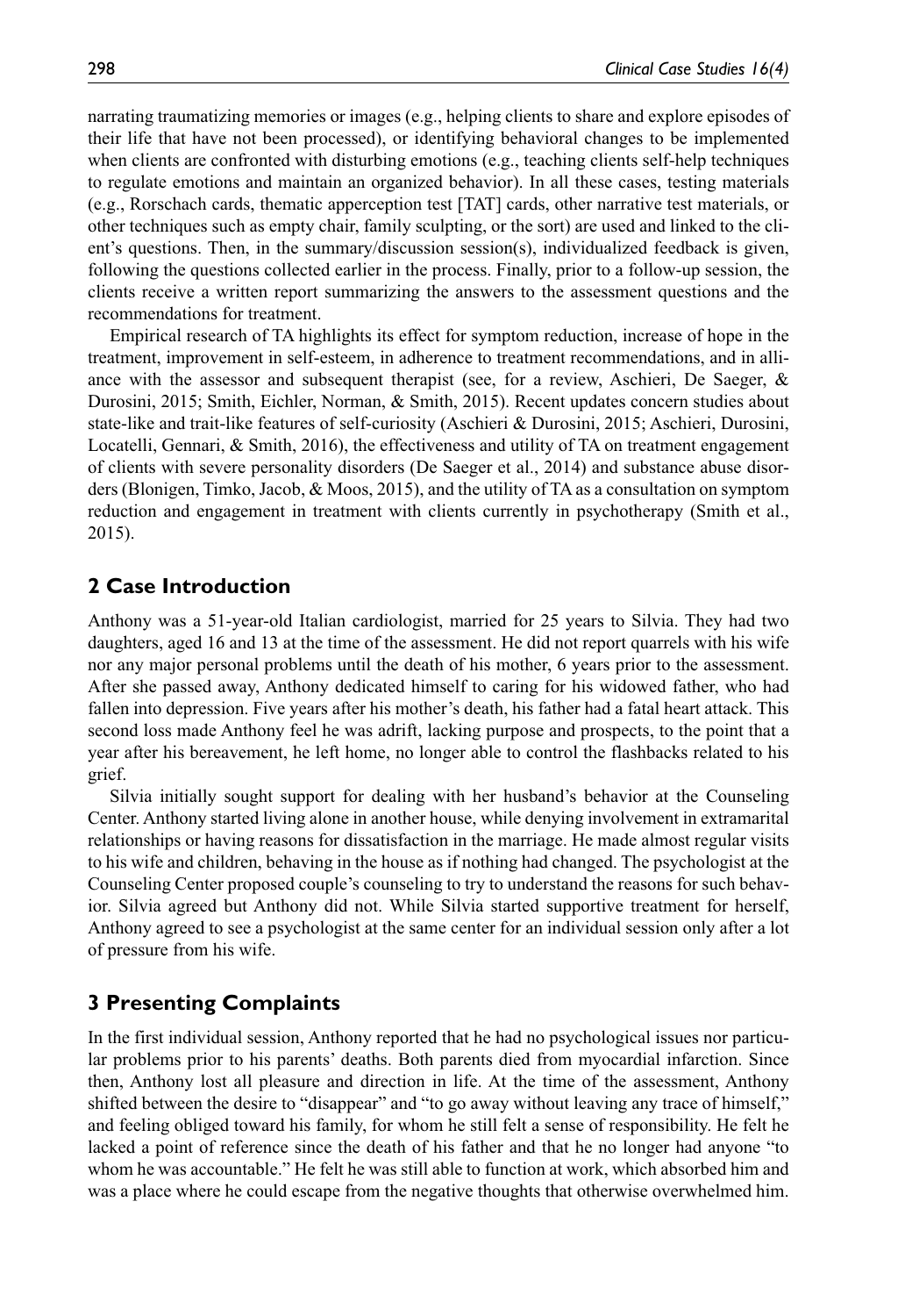narrating traumatizing memories or images (e.g., helping clients to share and explore episodes of their life that have not been processed), or identifying behavioral changes to be implemented when clients are confronted with disturbing emotions (e.g., teaching clients self-help techniques to regulate emotions and maintain an organized behavior). In all these cases, testing materials (e.g., Rorschach cards, thematic apperception test [TAT] cards, other narrative test materials, or other techniques such as empty chair, family sculpting, or the sort) are used and linked to the client's questions. Then, in the summary/discussion session(s), individualized feedback is given, following the questions collected earlier in the process. Finally, prior to a follow-up session, the clients receive a written report summarizing the answers to the assessment questions and the recommendations for treatment.

Empirical research of TA highlights its effect for symptom reduction, increase of hope in the treatment, improvement in self-esteem, in adherence to treatment recommendations, and in alliance with the assessor and subsequent therapist (see, for a review, Aschieri, De Saeger, & Durosini, 2015; Smith, Eichler, Norman, & Smith, 2015). Recent updates concern studies about state-like and trait-like features of self-curiosity (Aschieri & Durosini, 2015; Aschieri, Durosini, Locatelli, Gennari, & Smith, 2016), the effectiveness and utility of TA on treatment engagement of clients with severe personality disorders (De Saeger et al., 2014) and substance abuse disorders (Blonigen, Timko, Jacob, & Moos, 2015), and the utility of TA as a consultation on symptom reduction and engagement in treatment with clients currently in psychotherapy (Smith et al., 2015).

## 2 Case Introduction

Anthony was a 51-year-old Italian cardiologist, married for 25 years to Silvia. They had two daughters, aged 16 and 13 at the time of the assessment. He did not report quarrels with his wife nor any major personal problems until the death of his mother, 6 years prior to the assessment. After she passed away, Anthony dedicated himself to caring for his widowed father, who had fallen into depression. Five years after his mother's death, his father had a fatal heart attack. This second loss made Anthony feel he was adrift, lacking purpose and prospects, to the point that a year after his bereavement, he left home, no longer able to control the flashbacks related to his grief.

Silvia initially sought support for dealing with her husband's behavior at the Counseling Center. Anthony started living alone in another house, while denying involvement in extramarital relationships or having reasons for dissatisfaction in the marriage. He made almost regular visits to his wife and children, behaving in the house as if nothing had changed. The psychologist at the Counseling Center proposed couple's counseling to try to understand the reasons for such behavior. Silvia agreed but Anthony did not. While Silvia started supportive treatment for herself, Anthony agreed to see a psychologist at the same center for an individual session only after a lot of pressure from his wife.

## 3 Presenting Complaints

In the first individual session, Anthony reported that he had no psychological issues nor particular problems prior to his parents' deaths. Both parents died from myocardial infarction. Since then, Anthony lost all pleasure and direction in life. At the time of the assessment, Anthony shifted between the desire to "disappear" and "to go away without leaving any trace of himself," and feeling obliged toward his family, for whom he still felt a sense of responsibility. He felt he lacked a point of reference since the death of his father and that he no longer had anyone "to whom he was accountable." He felt he was still able to function at work, which absorbed him and was a place where he could escape from the negative thoughts that otherwise overwhelmed him.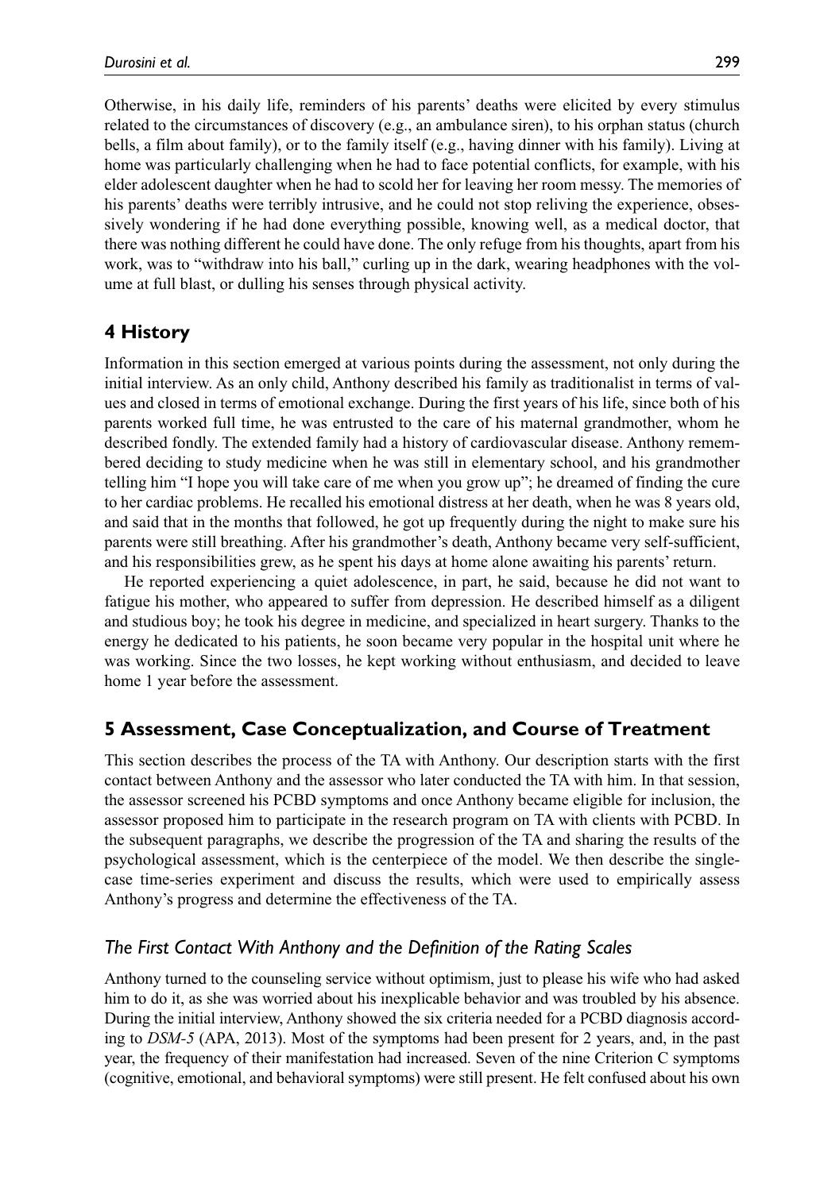Otherwise, in his daily life, reminders of his parents' deaths were elicited by every stimulus related to the circumstances of discovery (e.g., an ambulance siren), to his orphan status (church bells, a film about family), or to the family itself (e.g., having dinner with his family). Living at home was particularly challenging when he had to face potential conflicts, for example, with his elder adolescent daughter when he had to scold her for leaving her room messy. The memories of his parents' deaths were terribly intrusive, and he could not stop reliving the experience, obsessively wondering if he had done everything possible, knowing well, as a medical doctor, that there was nothing different he could have done. The only refuge from his thoughts, apart from his work, was to "withdraw into his ball," curling up in the dark, wearing headphones with the volume at full blast, or dulling his senses through physical activity.

## 4 History

Information in this section emerged at various points during the assessment, not only during the initial interview. As an only child, Anthony described his family as traditionalist in terms of values and closed in terms of emotional exchange. During the first years of his life, since both of his parents worked full time, he was entrusted to the care of his maternal grandmother, whom he described fondly. The extended family had a history of cardiovascular disease. Anthony remembered deciding to study medicine when he was still in elementary school, and his grandmother telling him "I hope you will take care of me when you grow up"; he dreamed of finding the cure to her cardiac problems. He recalled his emotional distress at her death, when he was 8 years old, and said that in the months that followed, he got up frequently during the night to make sure his parents were still breathing. After his grandmother's death, Anthony became very self-sufficient, and his responsibilities grew, as he spent his days at home alone awaiting his parents' return.

He reported experiencing a quiet adolescence, in part, he said, because he did not want to fatigue his mother, who appeared to suffer from depression. He described himself as a diligent and studious boy; he took his degree in medicine, and specialized in heart surgery. Thanks to the energy he dedicated to his patients, he soon became very popular in the hospital unit where he was working. Since the two losses, he kept working without enthusiasm, and decided to leave home 1 year before the assessment.

## 5 Assessment, Case Conceptualization, and Course of Treatment

This section describes the process of the TA with Anthony. Our description starts with the first contact between Anthony and the assessor who later conducted the TA with him. In that session, the assessor screened his PCBD symptoms and once Anthony became eligible for inclusion, the assessor proposed him to participate in the research program on TA with clients with PCBD. In the subsequent paragraphs, we describe the progression of the TA and sharing the results of the psychological assessment, which is the centerpiece of the model. We then describe the single-case time-series experiment and discuss the results, which were used to empirically assess Anthony's progress and determine the effectiveness of the TA.

### *The First Contact With Anthony and the Definition of the Rating Scales*

Anthony turned to the counseling service without optimism, just to please his wife who had asked him to do it, as she was worried about his inexplicable behavior and was troubled by his absence. During the initial interview, Anthony showed the six criteria needed for a PCBD diagnosis according to *DSM-5* (APA, 2013). Most of the symptoms had been present for 2 years, and, in the past year, the frequency of their manifestation had increased. Seven of the nine Criterion C symptoms (cognitive, emotional, and behavioral symptoms) were still present. He felt confused about his own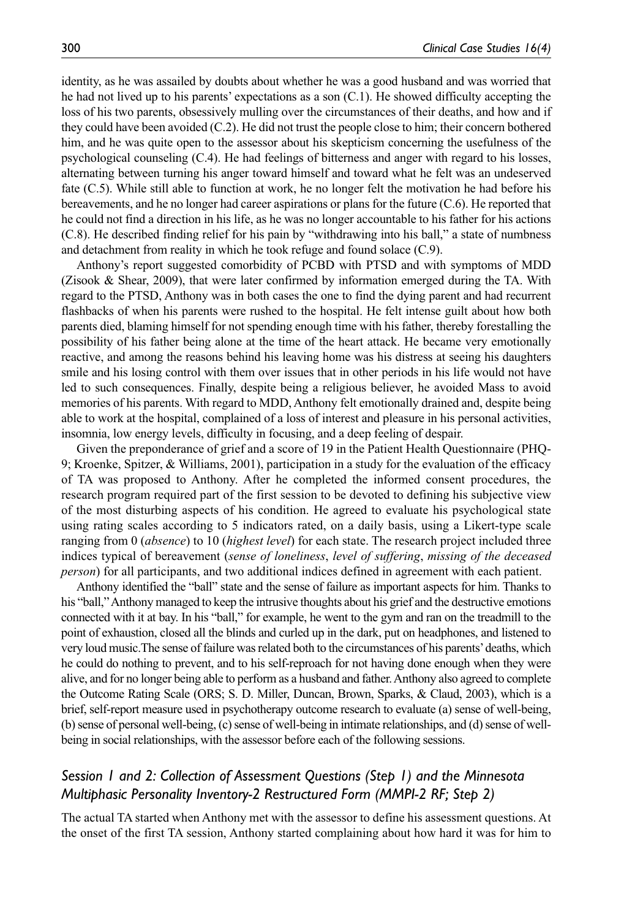identity, as he was assailed by doubts about whether he was a good husband and was worried that he had not lived up to his parents' expectations as a son (C.1). He showed difficulty accepting the loss of his two parents, obsessively mulling over the circumstances of their deaths, and how and if they could have been avoided (C.2). He did not trust the people close to him; their concern bothered him, and he was quite open to the assessor about his skepticism concerning the usefulness of the psychological counseling (C.4). He had feelings of bitterness and anger with regard to his losses, alternating between turning his anger toward himself and toward what he felt was an undeserved fate (C.5). While still able to function at work, he no longer felt the motivation he had before his bereavements, and he no longer had career aspirations or plans for the future (C.6). He reported that he could not find a direction in his life, as he was no longer accountable to his father for his actions (C.8). He described finding relief for his pain by "withdrawing into his ball," a state of numbness and detachment from reality in which he took refuge and found solace (C.9).

Anthony's report suggested comorbidity of PCBD with PTSD and with symptoms of MDD (Zisook & Shear, 2009), that were later confirmed by information emerged during the TA. With regard to the PTSD, Anthony was in both cases the one to find the dying parent and had recurrent flashbacks of when his parents were rushed to the hospital. He felt intense guilt about how both parents died, blaming himself for not spending enough time with his father, thereby forestalling the possibility of his father being alone at the time of the heart attack. He became very emotionally reactive, and among the reasons behind his leaving home was his distress at seeing his daughters smile and his losing control with them over issues that in other periods in his life would not have led to such consequences. Finally, despite being a religious believer, he avoided Mass to avoid memories of his parents. With regard to MDD, Anthony felt emotionally drained and, despite being able to work at the hospital, complained of a loss of interest and pleasure in his personal activities, insomnia, low energy levels, difficulty in focusing, and a deep feeling of despair.

Given the preponderance of grief and a score of 19 in the Patient Health Questionnaire (PHQ-9; Kroenke, Spitzer, & Williams, 2001), participation in a study for the evaluation of the efficacy of TA was proposed to Anthony. After he completed the informed consent procedures, the research program required part of the first session to be devoted to defining his subjective view of the most disturbing aspects of his condition. He agreed to evaluate his psychological state using rating scales according to 5 indicators rated, on a daily basis, using a Likert-type scale ranging from 0 (*absence*) to 10 (*highest level*) for each state. The research project included three indices typical of bereavement (*sense of loneliness*, *level of suffering*, *missing of the deceased person*) for all participants, and two additional indices defined in agreement with each patient.

Anthony identified the "ball" state and the sense of failure as important aspects for him. Thanks to his "ball," Anthony managed to keep the intrusive thoughts about his grief and the destructive emotions connected with it at bay. In his "ball," for example, he went to the gym and ran on the treadmill to the point of exhaustion, closed all the blinds and curled up in the dark, put on headphones, and listened to very loud music. The sense of failure was related both to the circumstances of his parents' deaths, which he could do nothing to prevent, and to his self-reproach for not having done enough when they were alive, and for no longer being able to perform as a husband and father. Anthony also agreed to complete the Outcome Rating Scale (ORS; S. D. Miller, Duncan, Brown, Sparks, & Claud, 2003), which is a brief, self-report measure used in psychotherapy outcome research to evaluate (a) sense of well-being, (b) sense of personal well-being, (c) sense of well-being in intimate relationships, and (d) sense of well-being in social relationships, with the assessor before each of the following sessions.

### *Session 1 and 2: Collection of Assessment Questions (Step 1) and the Minnesota Multiphasic Personality Inventory-2 Restructured Form (MMPI-2 RF; Step 2)*

The actual TA started when Anthony met with the assessor to define his assessment questions. At the onset of the first TA session, Anthony started complaining about how hard it was for him to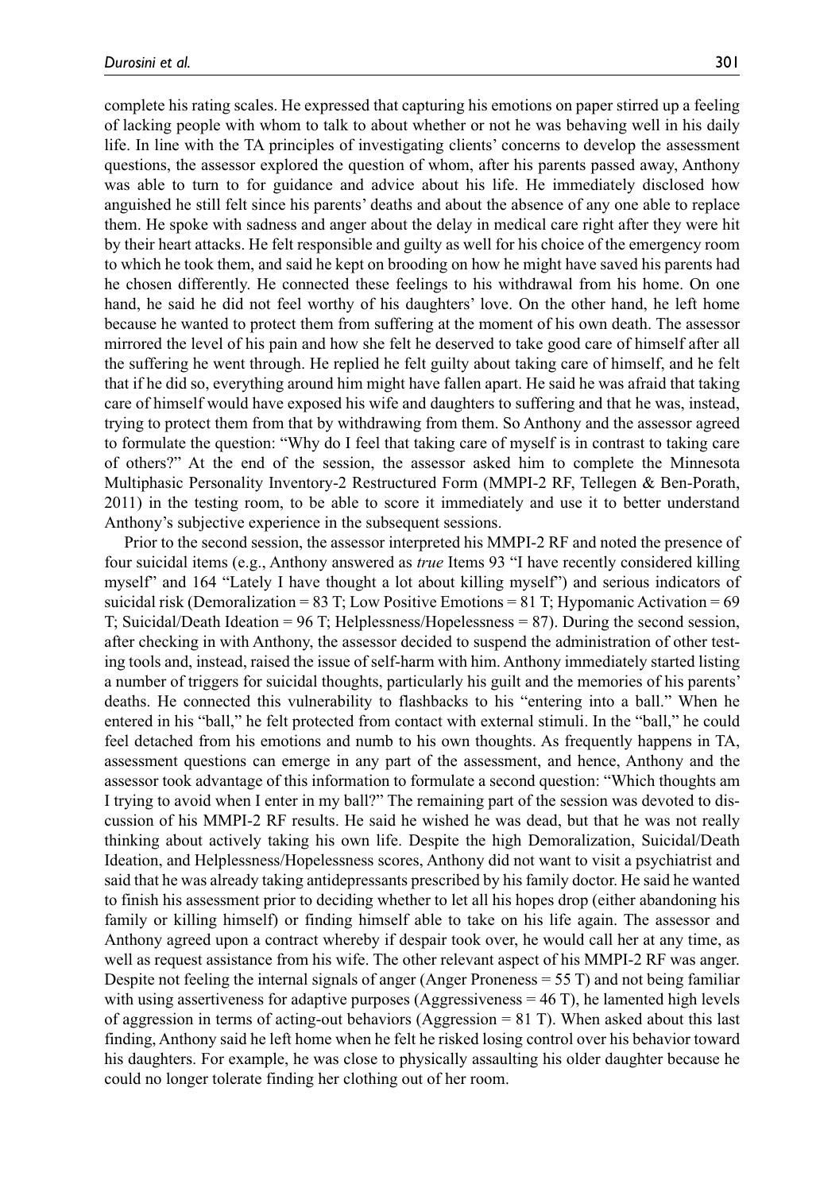complete his rating scales. He expressed that capturing his emotions on paper stirred up a feeling of lacking people with whom to talk to about whether or not he was behaving well in his daily life. In line with the TA principles of investigating clients' concerns to develop the assessment questions, the assessor explored the question of whom, after his parents passed away, Anthony was able to turn to for guidance and advice about his life. He immediately disclosed how anguished he still felt since his parents' deaths and about the absence of any one able to replace them. He spoke with sadness and anger about the delay in medical care right after they were hit by their heart attacks. He felt responsible and guilty as well for his choice of the emergency room to which he took them, and said he kept on brooding on how he might have saved his parents had he chosen differently. He connected these feelings to his withdrawal from his home. On one hand, he said he did not feel worthy of his daughters' love. On the other hand, he left home because he wanted to protect them from suffering at the moment of his own death. The assessor mirrored the level of his pain and how she felt he deserved to take good care of himself after all the suffering he went through. He replied he felt guilty about taking care of himself, and he felt that if he did so, everything around him might have fallen apart. He said he was afraid that taking care of himself would have exposed his wife and daughters to suffering and that he was, instead, trying to protect them from that by withdrawing from them. So Anthony and the assessor agreed to formulate the question: "Why do I feel that taking care of myself is in contrast to taking care of others?" At the end of the session, the assessor asked him to complete the Minnesota Multiphasic Personality Inventory-2 Restructured Form (MMPI-2 RF, Tellegen & Ben-Porath, 2011) in the testing room, to be able to score it immediately and use it to better understand Anthony's subjective experience in the subsequent sessions.

Prior to the second session, the assessor interpreted his MMPI-2 RF and noted the presence of four suicidal items (e.g., Anthony answered as *true* Items 93 "I have recently considered killing myself" and 164 "Lately I have thought a lot about killing myself") and serious indicators of suicidal risk (Demoralization = 83 T; Low Positive Emotions = 81 T; Hypomanic Activation = 69 T; Suicidal/Death Ideation = 96 T; Helplessness/Hopelessness = 87). During the second session, after checking in with Anthony, the assessor decided to suspend the administration of other testing tools and, instead, raised the issue of self-harm with him. Anthony immediately started listing a number of triggers for suicidal thoughts, particularly his guilt and the memories of his parents' deaths. He connected this vulnerability to flashbacks to his "entering into a ball." When he entered in his "ball," he felt protected from contact with external stimuli. In the "ball," he could feel detached from his emotions and numb to his own thoughts. As frequently happens in TA, assessment questions can emerge in any part of the assessment, and hence, Anthony and the assessor took advantage of this information to formulate a second question: "Which thoughts am I trying to avoid when I enter in my ball?" The remaining part of the session was devoted to discussion of his MMPI-2 RF results. He said he wished he was dead, but that he was not really thinking about actively taking his own life. Despite the high Demoralization, Suicidal/Death Ideation, and Helplessness/Hopelessness scores, Anthony did not want to visit a psychiatrist and said that he was already taking antidepressants prescribed by his family doctor. He said he wanted to finish his assessment prior to deciding whether to let all his hopes drop (either abandoning his family or killing himself) or finding himself able to take on his life again. The assessor and Anthony agreed upon a contract whereby if despair took over, he would call her at any time, as well as request assistance from his wife. The other relevant aspect of his MMPI-2 RF was anger. Despite not feeling the internal signals of anger (Anger Proneness = 55 T) and not being familiar with using assertiveness for adaptive purposes (Aggressiveness = 46 T), he lamented high levels of aggression in terms of acting-out behaviors (Aggression = 81 T). When asked about this last finding, Anthony said he left home when he felt he risked losing control over his behavior toward his daughters. For example, he was close to physically assaulting his older daughter because he could no longer tolerate finding her clothing out of her room.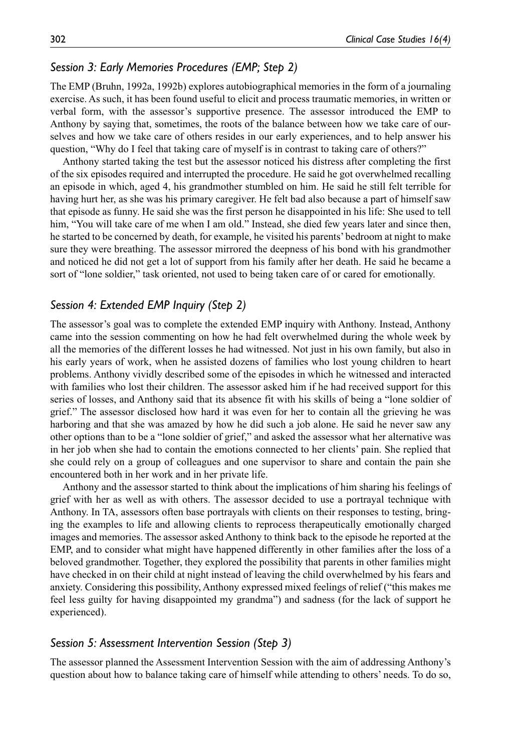### *Session 3: Early Memories Procedures (EMP; Step 2)*

The EMP (Bruhn, 1992a, 1992b) explores autobiographical memories in the form of a journaling exercise. As such, it has been found useful to elicit and process traumatic memories, in written or verbal form, with the assessor's supportive presence. The assessor introduced the EMP to Anthony by saying that, sometimes, the roots of the balance between how we take care of ourselves and how we take care of others resides in our early experiences, and to help answer his question, "Why do I feel that taking care of myself is in contrast to taking care of others?"

Anthony started taking the test but the assessor noticed his distress after completing the first of the six episodes required and interrupted the procedure. He said he got overwhelmed recalling an episode in which, aged 4, his grandmother stumbled on him. He said he still felt terrible for having hurt her, as she was his primary caregiver. He felt bad also because a part of himself saw that episode as funny. He said she was the first person he disappointed in his life: She used to tell him, "You will take care of me when I am old." Instead, she died few years later and since then, he started to be concerned by death, for example, he visited his parents' bedroom at night to make sure they were breathing. The assessor mirrored the deepness of his bond with his grandmother and noticed he did not get a lot of support from his family after her death. He said he became a sort of "lone soldier," task oriented, not used to being taken care of or cared for emotionally.

### *Session 4: Extended EMP Inquiry (Step 2)*

The assessor's goal was to complete the extended EMP inquiry with Anthony. Instead, Anthony came into the session commenting on how he had felt overwhelmed during the whole week by all the memories of the different losses he had witnessed. Not just in his own family, but also in his early years of work, when he assisted dozens of families who lost young children to heart problems. Anthony vividly described some of the episodes in which he witnessed and interacted with families who lost their children. The assessor asked him if he had received support for this series of losses, and Anthony said that its absence fit with his skills of being a "lone soldier of grief." The assessor disclosed how hard it was even for her to contain all the grieving he was harboring and that she was amazed by how he did such a job alone. He said he never saw any other options than to be a "lone soldier of grief," and asked the assessor what her alternative was in her job when she had to contain the emotions connected to her clients' pain. She replied that she could rely on a group of colleagues and one supervisor to share and contain the pain she encountered both in her work and in her private life.

Anthony and the assessor started to think about the implications of him sharing his feelings of grief with her as well as with others. The assessor decided to use a portrayal technique with Anthony. In TA, assessors often base portrayals with clients on their responses to testing, bringing the examples to life and allowing clients to reprocess therapeutically emotionally charged images and memories. The assessor asked Anthony to think back to the episode he reported at the EMP, and to consider what might have happened differently in other families after the loss of a beloved grandmother. Together, they explored the possibility that parents in other families might have checked in on their child at night instead of leaving the child overwhelmed by his fears and anxiety. Considering this possibility, Anthony expressed mixed feelings of relief ("this makes me feel less guilty for having disappointed my grandma") and sadness (for the lack of support he experienced).

### *Session 5: Assessment Intervention Session (Step 3)*

The assessor planned the Assessment Intervention Session with the aim of addressing Anthony's question about how to balance taking care of himself while attending to others' needs. To do so,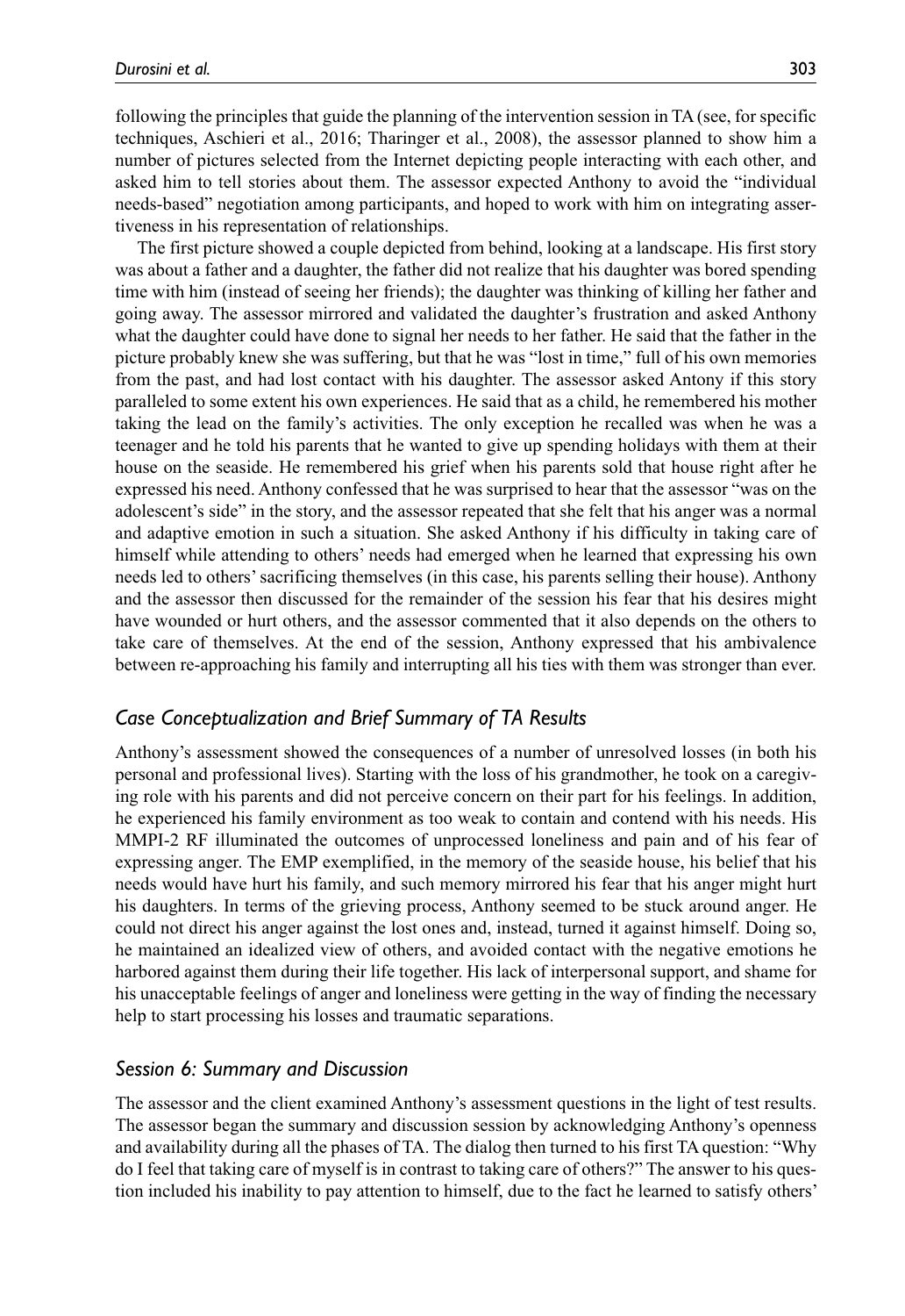following the principles that guide the planning of the intervention session in TA (see, for specific techniques, Aschieri et al., 2016; Tharinger et al., 2008), the assessor planned to show him a number of pictures selected from the Internet depicting people interacting with each other, and asked him to tell stories about them. The assessor expected Anthony to avoid the "individual needs-based" negotiation among participants, and hoped to work with him on integrating assertiveness in his representation of relationships.

The first picture showed a couple depicted from behind, looking at a landscape. His first story was about a father and a daughter, the father did not realize that his daughter was bored spending time with him (instead of seeing her friends); the daughter was thinking of killing her father and going away. The assessor mirrored and validated the daughter's frustration and asked Anthony what the daughter could have done to signal her needs to her father. He said that the father in the picture probably knew she was suffering, but that he was "lost in time," full of his own memories from the past, and had lost contact with his daughter. The assessor asked Antony if this story paralleled to some extent his own experiences. He said that as a child, he remembered his mother taking the lead on the family's activities. The only exception he recalled was when he was a teenager and he told his parents that he wanted to give up spending holidays with them at their house on the seaside. He remembered his grief when his parents sold that house right after he expressed his need. Anthony confessed that he was surprised to hear that the assessor "was on the adolescent's side" in the story, and the assessor repeated that she felt that his anger was a normal and adaptive emotion in such a situation. She asked Anthony if his difficulty in taking care of himself while attending to others' needs had emerged when he learned that expressing his own needs led to others' sacrificing themselves (in this case, his parents selling their house). Anthony and the assessor then discussed for the remainder of the session his fear that his desires might have wounded or hurt others, and the assessor commented that it also depends on the others to take care of themselves. At the end of the session, Anthony expressed that his ambivalence between re-approaching his family and interrupting all his ties with them was stronger than ever.

### *Case Conceptualization and Brief Summary of TA Results*

Anthony's assessment showed the consequences of a number of unresolved losses (in both his personal and professional lives). Starting with the loss of his grandmother, he took on a caregiving role with his parents and did not perceive concern on their part for his feelings. In addition, he experienced his family environment as too weak to contain and contend with his needs. His MMPI-2 RF illuminated the outcomes of unprocessed loneliness and pain and of his fear of expressing anger. The EMP exemplified, in the memory of the seaside house, his belief that his needs would have hurt his family, and such memory mirrored his fear that his anger might hurt his daughters. In terms of the grieving process, Anthony seemed to be stuck around anger. He could not direct his anger against the lost ones and, instead, turned it against himself. Doing so, he maintained an idealized view of others, and avoided contact with the negative emotions he harbored against them during their life together. His lack of interpersonal support, and shame for his unacceptable feelings of anger and loneliness were getting in the way of finding the necessary help to start processing his losses and traumatic separations.

### *Session 6: Summary and Discussion*

The assessor and the client examined Anthony's assessment questions in the light of test results. The assessor began the summary and discussion session by acknowledging Anthony's openness and availability during all the phases of TA. The dialog then turned to his first TA question: "Why do I feel that taking care of myself is in contrast to taking care of others?" The answer to his question included his inability to pay attention to himself, due to the fact he learned to satisfy others'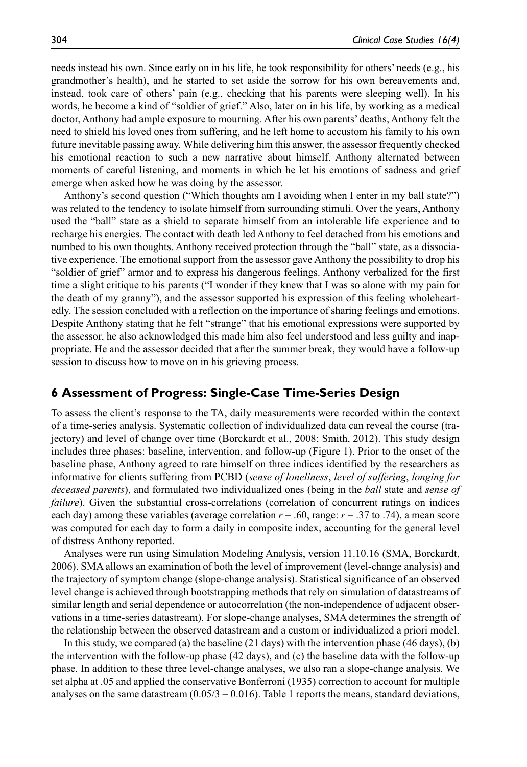needs instead his own. Since early on in his life, he took responsibility for others' needs (e.g., his grandmother's health), and he started to set aside the sorrow for his own bereavements and, instead, took care of others' pain (e.g., checking that his parents were sleeping well). In his words, he become a kind of "soldier of grief." Also, later on in his life, by working as a medical doctor, Anthony had ample exposure to mourning. After his own parents' deaths, Anthony felt the need to shield his loved ones from suffering, and he left home to accustom his family to his own future inevitable passing away. While delivering him this answer, the assessor frequently checked his emotional reaction to such a new narrative about himself. Anthony alternated between moments of careful listening, and moments in which he let his emotions of sadness and grief emerge when asked how he was doing by the assessor.

Anthony's second question ("Which thoughts am I avoiding when I enter in my ball state?") was related to the tendency to isolate himself from surrounding stimuli. Over the years, Anthony used the "ball" state as a shield to separate himself from an intolerable life experience and to recharge his energies. The contact with death led Anthony to feel detached from his emotions and numbed to his own thoughts. Anthony received protection through the "ball" state, as a dissociative experience. The emotional support from the assessor gave Anthony the possibility to drop his "soldier of grief" armor and to express his dangerous feelings. Anthony verbalized for the first time a slight critique to his parents ("I wonder if they knew that I was so alone with my pain for the death of my granny"), and the assessor supported his expression of this feeling wholeheartedly. The session concluded with a reflection on the importance of sharing feelings and emotions. Despite Anthony stating that he felt "strange" that his emotional expressions were supported by the assessor, he also acknowledged this made him also feel understood and less guilty and inappropriate. He and the assessor decided that after the summer break, they would have a follow-up session to discuss how to move on in his grieving process.

## 6 Assessment of Progress: Single-Case Time-Series Design

To assess the client's response to the TA, daily measurements were recorded within the context of a time-series analysis. Systematic collection of individualized data can reveal the course (trajectory) and level of change over time (Borckardt et al., 2008; Smith, 2012). This study design includes three phases: baseline, intervention, and follow-up (Figure 1). Prior to the onset of the baseline phase, Anthony agreed to rate himself on three indices identified by the researchers as informative for clients suffering from PCBD (*sense of loneliness*, *level of suffering*, *longing for deceased parents*), and formulated two individualized ones (being in the *ball* state and *sense of failure*). Given the substantial cross-correlations (correlation of concurrent ratings on indices each day) among these variables (average correlation $r = .60$, range: $r = .37$ to $.74$), a mean score was computed for each day to form a daily in composite index, accounting for the general level of distress Anthony reported.

Analyses were run using Simulation Modeling Analysis, version 11.10.16 (SMA, Borckardt, 2006). SMA allows an examination of both the level of improvement (level-change analysis) and the trajectory of symptom change (slope-change analysis). Statistical significance of an observed level change is achieved through bootstrapping methods that rely on simulation of datastreams of similar length and serial dependence or autocorrelation (the non-independence of adjacent observations in a time-series datastream). For slope-change analyses, SMA determines the strength of the relationship between the observed datastream and a custom or individualized a priori model.

In this study, we compared (a) the baseline (21 days) with the intervention phase (46 days), (b) the intervention with the follow-up phase (42 days), and (c) the baseline data with the follow-up phase. In addition to these three level-change analyses, we also ran a slope-change analysis. We set alpha at .05 and applied the conservative Bonferroni (1935) correction to account for multiple analyses on the same datastream ($0.05/3 = 0.016$). Table 1 reports the means, standard deviations,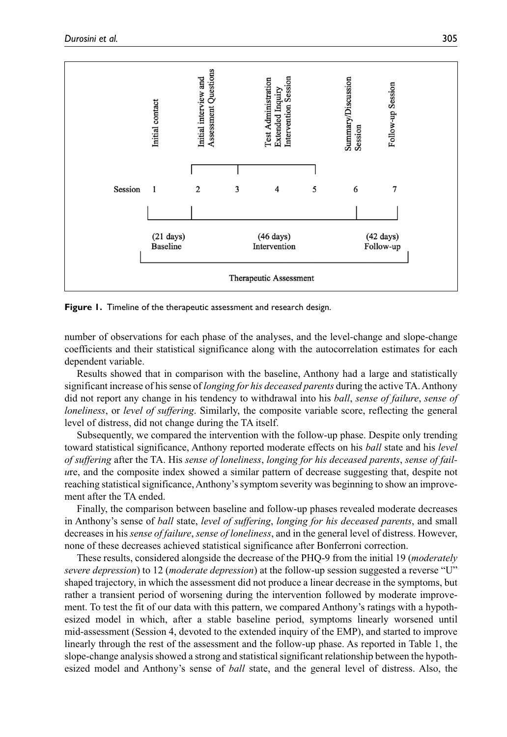**Figure 1.** Timeline of the therapeutic assessment and research design.

number of observations for each phase of the analyses, and the level-change and slope-change coefficients and their statistical significance along with the autocorrelation estimates for each dependent variable.

Results showed that in comparison with the baseline, Anthony had a large and statistically significant increase of his sense of *longing for his deceased parents* during the active TA. Anthony did not report any change in his tendency to withdrawal into his *ball*, *sense of failure*, *sense of loneliness*, or *level of suffering*. Similarly, the composite variable score, reflecting the general level of distress, did not change during the TA itself.

Subsequently, we compared the intervention with the follow-up phase. Despite only trending toward statistical significance, Anthony reported moderate effects on his *ball* state and his *level of suffering* after the TA. His *sense of loneliness*, *longing for his deceased parents*, *sense of failure*, and the composite index showed a similar pattern of decrease suggesting that, despite not reaching statistical significance, Anthony's symptom severity was beginning to show an improvement after the TA ended.

Finally, the comparison between baseline and follow-up phases revealed moderate decreases in Anthony's sense of *ball* state, *level of suffering*, *longing for his deceased parents*, and small decreases in his *sense of failure*, *sense of loneliness*, and in the general level of distress. However, none of these decreases achieved statistical significance after Bonferroni correction.

These results, considered alongside the decrease of the PHQ-9 from the initial 19 (*moderately severe depression*) to 12 (*moderate depression*) at the follow-up session suggested a reverse "U" shaped trajectory, in which the assessment did not produce a linear decrease in the symptoms, but rather a transient period of worsening during the intervention followed by moderate improvement. To test the fit of our data with this pattern, we compared Anthony's ratings with a hypothesized model in which, after a stable baseline period, symptoms linearly worsened until mid-assessment (Session 4, devoted to the extended inquiry of the EMP), and started to improve linearly through the rest of the assessment and the follow-up phase. As reported in Table 1, the slope-change analysis showed a strong and statistical significant relationship between the hypothesized model and Anthony's sense of *ball* state, and the general level of distress. Also, the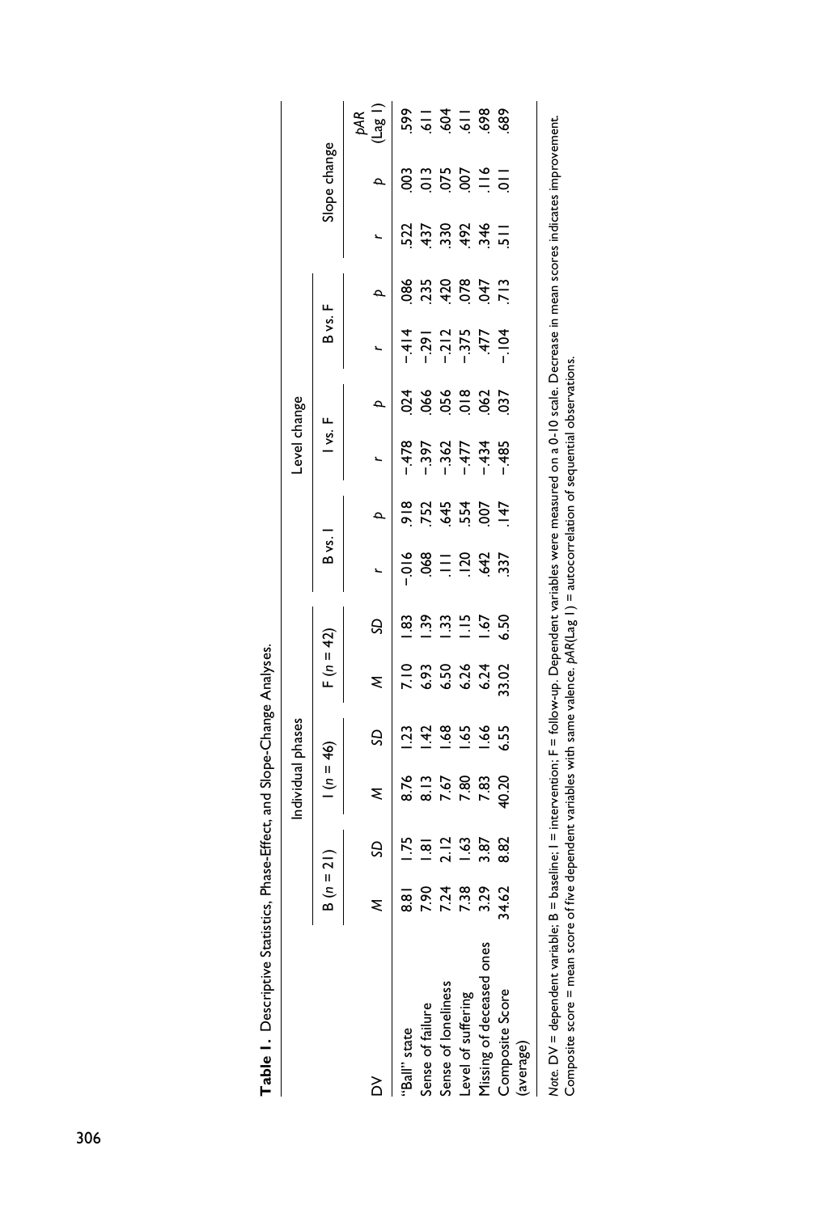**Table 1.** Descriptive Statistics, Phase-Effect, and Slope-Change Analyses.

| DV | Individual phases | | | | | | Level change | | | | | | Slope change | | |
|---|---|---|---|---|---|---|---|---|---|---|---|---|---|---|---|
| | B ($n$ = 21) | | I ($n$ = 46) | | F ($n$ = 42) | | B vs. I | | I vs. F | | B vs. F | | | | |
| | $M$ | $SD$ | $M$ | $SD$ | $M$ | $SD$ | $r$ | $p$ | $r$ | $p$ | $r$ | $p$ | $r$ | $p$ | $pAR$ (Lag 1) |
| "Ball" state | 8.81 | 1.75 | 8.76 | 1.23 | 7.10 | 1.83 | −.016 | .918 | −.478 | .024 | −.414 | .086 | .522 | .003 | .599 |
| Sense of failure | 7.90 | 1.81 | 8.13 | 1.42 | 6.93 | 1.39 | .068 | .752 | −.397 | .066 | −.291 | .235 | .437 | .013 | .611 |
| Sense of loneliness | 7.24 | 2.12 | 7.67 | 1.68 | 6.50 | 1.33 | .111 | .645 | −.362 | .056 | −.212 | .420 | .330 | .075 | .604 |
| Level of suffering | 7.38 | 1.63 | 7.80 | 1.65 | 6.26 | 1.15 | .120 | .554 | −.477 | .018 | −.375 | .078 | .492 | .007 | .611 |
| Missing of deceased ones | 3.29 | 3.87 | 7.83 | 1.66 | 6.24 | 1.67 | .642 | .007 | −.434 | .062 | .477 | .047 | .346 | .116 | .698 |
| Composite Score (average) | 34.62 | 8.82 | 40.20 | 6.55 | 33.02 | 6.50 | .337 | .147 | −.485 | .037 | −.104 | .713 | .511 | .011 | .689 |

*Note.* DV = dependent variable; B = baseline; I = intervention; F = follow-up. Dependent variables were measured on a 0-10 scale. Decrease in mean scores indicates improvement. Composite score = mean score of five dependent variables with same valence. $pAR$(Lag 1) = autocorrelation of sequential observations.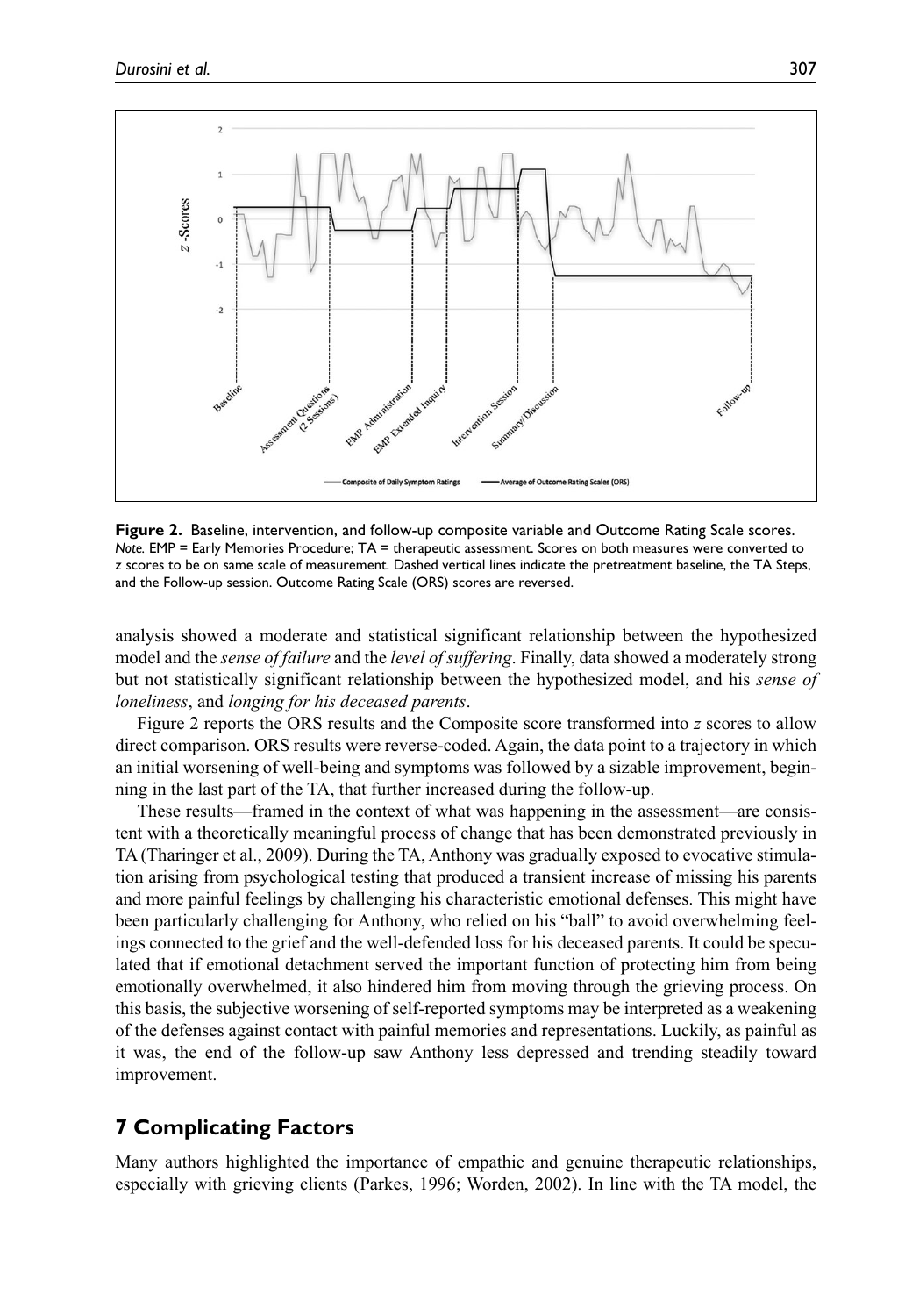**Figure 2.** Baseline, intervention, and follow-up composite variable and Outcome Rating Scale scores.
*Note.* EMP = Early Memories Procedure; TA = therapeutic assessment. Scores on both measures were converted to z scores to be on same scale of measurement. Dashed vertical lines indicate the pretreatment baseline, the TA Steps, and the Follow-up session. Outcome Rating Scale (ORS) scores are reversed.

analysis showed a moderate and statistical significant relationship between the hypothesized model and the *sense of failure* and the *level of suffering*. Finally, data showed a moderately strong but not statistically significant relationship between the hypothesized model, and his *sense of loneliness*, and *longing for his deceased parents*.

Figure 2 reports the ORS results and the Composite score transformed into *z* scores to allow direct comparison. ORS results were reverse-coded. Again, the data point to a trajectory in which an initial worsening of well-being and symptoms was followed by a sizable improvement, beginning in the last part of the TA, that further increased during the follow-up.

These results—framed in the context of what was happening in the assessment—are consistent with a theoretically meaningful process of change that has been demonstrated previously in TA (Tharinger et al., 2009). During the TA, Anthony was gradually exposed to evocative stimulation arising from psychological testing that produced a transient increase of missing his parents and more painful feelings by challenging his characteristic emotional defenses. This might have been particularly challenging for Anthony, who relied on his "ball" to avoid overwhelming feelings connected to the grief and the well-defended loss for his deceased parents. It could be speculated that if emotional detachment served the important function of protecting him from being emotionally overwhelmed, it also hindered him from moving through the grieving process. On this basis, the subjective worsening of self-reported symptoms may be interpreted as a weakening of the defenses against contact with painful memories and representations. Luckily, as painful as it was, the end of the follow-up saw Anthony less depressed and trending steadily toward improvement.

## 7 Complicating Factors

Many authors highlighted the importance of empathic and genuine therapeutic relationships, especially with grieving clients (Parkes, 1996; Worden, 2002). In line with the TA model, the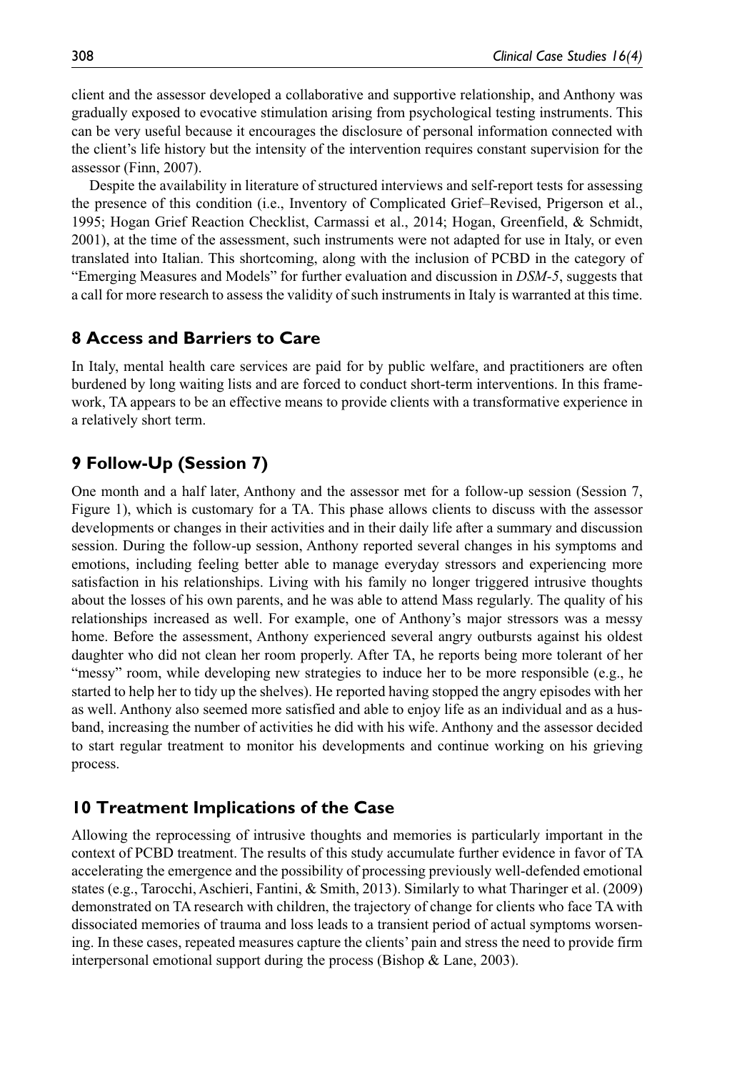client and the assessor developed a collaborative and supportive relationship, and Anthony was gradually exposed to evocative stimulation arising from psychological testing instruments. This can be very useful because it encourages the disclosure of personal information connected with the client's life history but the intensity of the intervention requires constant supervision for the assessor (Finn, 2007).

Despite the availability in literature of structured interviews and self-report tests for assessing the presence of this condition (i.e., Inventory of Complicated Grief–Revised, Prigerson et al., 1995; Hogan Grief Reaction Checklist, Carmassi et al., 2014; Hogan, Greenfield, & Schmidt, 2001), at the time of the assessment, such instruments were not adapted for use in Italy, or even translated into Italian. This shortcoming, along with the inclusion of PCBD in the category of "Emerging Measures and Models" for further evaluation and discussion in *DSM-5*, suggests that a call for more research to assess the validity of such instruments in Italy is warranted at this time.

## 8 Access and Barriers to Care

In Italy, mental health care services are paid for by public welfare, and practitioners are often burdened by long waiting lists and are forced to conduct short-term interventions. In this framework, TA appears to be an effective means to provide clients with a transformative experience in a relatively short term.

## 9 Follow-Up (Session 7)

One month and a half later, Anthony and the assessor met for a follow-up session (Session 7, Figure 1), which is customary for a TA. This phase allows clients to discuss with the assessor developments or changes in their activities and in their daily life after a summary and discussion session. During the follow-up session, Anthony reported several changes in his symptoms and emotions, including feeling better able to manage everyday stressors and experiencing more satisfaction in his relationships. Living with his family no longer triggered intrusive thoughts about the losses of his own parents, and he was able to attend Mass regularly. The quality of his relationships increased as well. For example, one of Anthony's major stressors was a messy home. Before the assessment, Anthony experienced several angry outbursts against his oldest daughter who did not clean her room properly. After TA, he reports being more tolerant of her "messy" room, while developing new strategies to induce her to be more responsible (e.g., he started to help her to tidy up the shelves). He reported having stopped the angry episodes with her as well. Anthony also seemed more satisfied and able to enjoy life as an individual and as a husband, increasing the number of activities he did with his wife. Anthony and the assessor decided to start regular treatment to monitor his developments and continue working on his grieving process.

## 10 Treatment Implications of the Case

Allowing the reprocessing of intrusive thoughts and memories is particularly important in the context of PCBD treatment. The results of this study accumulate further evidence in favor of TA accelerating the emergence and the possibility of processing previously well-defended emotional states (e.g., Tarocchi, Aschieri, Fantini, & Smith, 2013). Similarly to what Tharinger et al. (2009) demonstrated on TA research with children, the trajectory of change for clients who face TA with dissociated memories of trauma and loss leads to a transient period of actual symptoms worsening. In these cases, repeated measures capture the clients' pain and stress the need to provide firm interpersonal emotional support during the process (Bishop & Lane, 2003).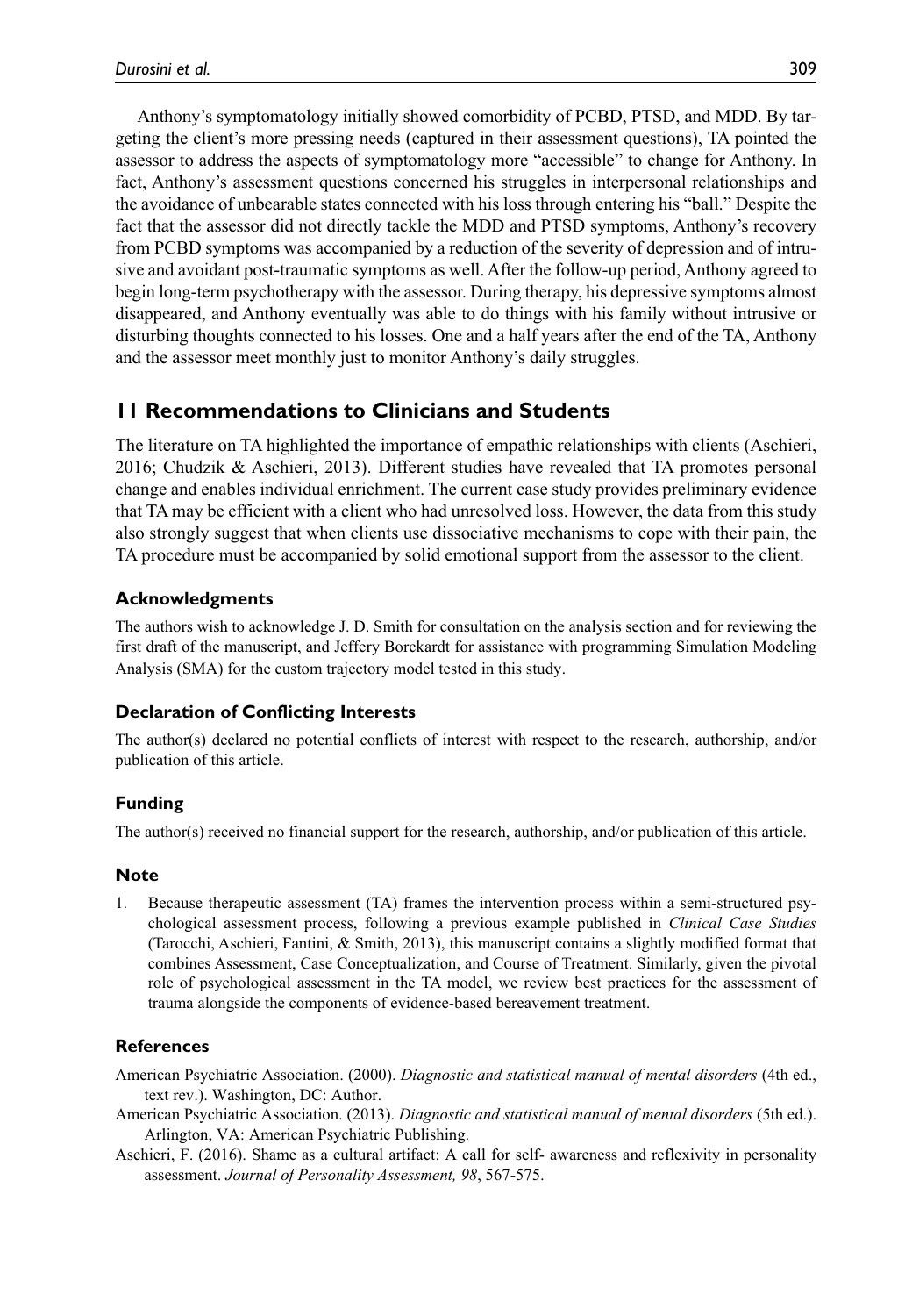Anthony's symptomatology initially showed comorbidity of PCBD, PTSD, and MDD. By targeting the client's more pressing needs (captured in their assessment questions), TA pointed the assessor to address the aspects of symptomatology more "accessible" to change for Anthony. In fact, Anthony's assessment questions concerned his struggles in interpersonal relationships and the avoidance of unbearable states connected with his loss through entering his "ball." Despite the fact that the assessor did not directly tackle the MDD and PTSD symptoms, Anthony's recovery from PCBD symptoms was accompanied by a reduction of the severity of depression and of intrusive and avoidant post-traumatic symptoms as well. After the follow-up period, Anthony agreed to begin long-term psychotherapy with the assessor. During therapy, his depressive symptoms almost disappeared, and Anthony eventually was able to do things with his family without intrusive or disturbing thoughts connected to his losses. One and a half years after the end of the TA, Anthony and the assessor meet monthly just to monitor Anthony's daily struggles.

## 11 Recommendations to Clinicians and Students

The literature on TA highlighted the importance of empathic relationships with clients (Aschieri, 2016; Chudzik & Aschieri, 2013). Different studies have revealed that TA promotes personal change and enables individual enrichment. The current case study provides preliminary evidence that TA may be efficient with a client who had unresolved loss. However, the data from this study also strongly suggest that when clients use dissociative mechanisms to cope with their pain, the TA procedure must be accompanied by solid emotional support from the assessor to the client.

### Acknowledgments

The authors wish to acknowledge J. D. Smith for consultation on the analysis section and for reviewing the first draft of the manuscript, and Jeffery Borckardt for assistance with programming Simulation Modeling Analysis (SMA) for the custom trajectory model tested in this study.

### Declaration of Conflicting Interests

The author(s) declared no potential conflicts of interest with respect to the research, authorship, and/or publication of this article.

### Funding

The author(s) received no financial support for the research, authorship, and/or publication of this article.

### Note

1. Because therapeutic assessment (TA) frames the intervention process within a semi-structured psychological assessment process, following a previous example published in *Clinical Case Studies* (Tarocchi, Aschieri, Fantini, & Smith, 2013), this manuscript contains a slightly modified format that combines Assessment, Case Conceptualization, and Course of Treatment. Similarly, given the pivotal role of psychological assessment in the TA model, we review best practices for the assessment of trauma alongside the components of evidence-based bereavement treatment.

### References

American Psychiatric Association. (2000). *Diagnostic and statistical manual of mental disorders* (4th ed., text rev.). Washington, DC: Author.

American Psychiatric Association. (2013). *Diagnostic and statistical manual of mental disorders* (5th ed.). Arlington, VA: American Psychiatric Publishing.

Aschieri, F. (2016). Shame as a cultural artifact: A call for self- awareness and reflexivity in personality assessment. *Journal of Personality Assessment, 98*, 567-575.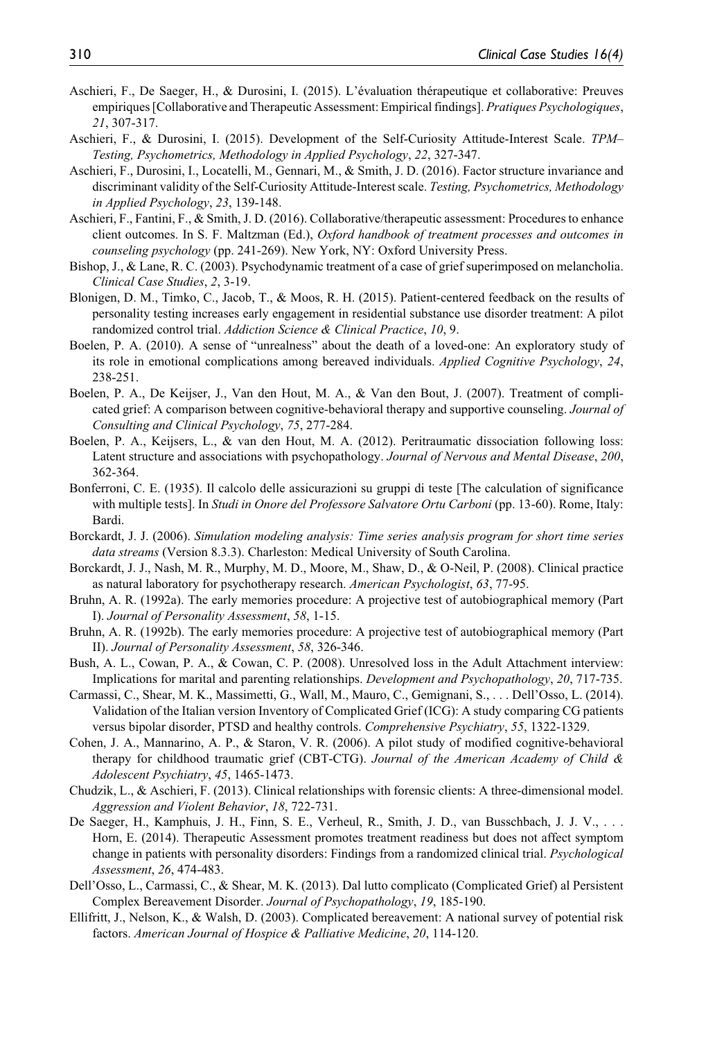Aschieri, F., De Saeger, H., & Durosini, I. (2015). L'évaluation thérapeutique et collaborative: Preuves empiriques [Collaborative and Therapeutic Assessment: Empirical findings]. *Pratiques Psychologiques*, *21*, 307-317.

Aschieri, F., & Durosini, I. (2015). Development of the Self-Curiosity Attitude-Interest Scale. *TPM–Testing, Psychometrics, Methodology in Applied Psychology*, *22*, 327-347.

Aschieri, F., Durosini, I., Locatelli, M., Gennari, M., & Smith, J. D. (2016). Factor structure invariance and discriminant validity of the Self-Curiosity Attitude-Interest scale. *Testing, Psychometrics, Methodology in Applied Psychology*, *23*, 139-148.

Aschieri, F., Fantini, F., & Smith, J. D. (2016). Collaborative/therapeutic assessment: Procedures to enhance client outcomes. In S. F. Maltzman (Ed.), *Oxford handbook of treatment processes and outcomes in counseling psychology* (pp. 241-269). New York, NY: Oxford University Press.

Bishop, J., & Lane, R. C. (2003). Psychodynamic treatment of a case of grief superimposed on melancholia. *Clinical Case Studies*, *2*, 3-19.

Blonigen, D. M., Timko, C., Jacob, T., & Moos, R. H. (2015). Patient-centered feedback on the results of personality testing increases early engagement in residential substance use disorder treatment: A pilot randomized control trial. *Addiction Science & Clinical Practice*, *10*, 9.

Boelen, P. A. (2010). A sense of "unrealness" about the death of a loved-one: An exploratory study of its role in emotional complications among bereaved individuals. *Applied Cognitive Psychology*, *24*, 238-251.

Boelen, P. A., De Keijser, J., Van den Hout, M. A., & Van den Bout, J. (2007). Treatment of complicated grief: A comparison between cognitive-behavioral therapy and supportive counseling. *Journal of Consulting and Clinical Psychology*, *75*, 277-284.

Boelen, P. A., Keijsers, L., & van den Hout, M. A. (2012). Peritraumatic dissociation following loss: Latent structure and associations with psychopathology. *Journal of Nervous and Mental Disease*, *200*, 362-364.

Bonferroni, C. E. (1935). Il calcolo delle assicurazioni su gruppi di teste [The calculation of significance with multiple tests]. In *Studi in Onore del Professore Salvatore Ortu Carboni* (pp. 13-60). Rome, Italy: Bardi.

Borckardt, J. J. (2006). *Simulation modeling analysis: Time series analysis program for short time series data streams* (Version 8.3.3). Charleston: Medical University of South Carolina.

Borckardt, J. J., Nash, M. R., Murphy, M. D., Moore, M., Shaw, D., & O-Neil, P. (2008). Clinical practice as natural laboratory for psychotherapy research. *American Psychologist*, *63*, 77-95.

Bruhn, A. R. (1992a). The early memories procedure: A projective test of autobiographical memory (Part I). *Journal of Personality Assessment*, *58*, 1-15.

Bruhn, A. R. (1992b). The early memories procedure: A projective test of autobiographical memory (Part II). *Journal of Personality Assessment*, *58*, 326-346.

Bush, A. L., Cowan, P. A., & Cowan, C. P. (2008). Unresolved loss in the Adult Attachment interview: Implications for marital and parenting relationships. *Development and Psychopathology*, *20*, 717-735.

Carmassi, C., Shear, M. K., Massimetti, G., Wall, M., Mauro, C., Gemignani, S., . . . Dell'Osso, L. (2014). Validation of the Italian version Inventory of Complicated Grief (ICG): A study comparing CG patients versus bipolar disorder, PTSD and healthy controls. *Comprehensive Psychiatry*, *55*, 1322-1329.

Cohen, J. A., Mannarino, A. P., & Staron, V. R. (2006). A pilot study of modified cognitive-behavioral therapy for childhood traumatic grief (CBT-CTG). *Journal of the American Academy of Child & Adolescent Psychiatry*, *45*, 1465-1473.

Chudzik, L., & Aschieri, F. (2013). Clinical relationships with forensic clients: A three-dimensional model. *Aggression and Violent Behavior*, *18*, 722-731.

De Saeger, H., Kamphuis, J. H., Finn, S. E., Verheul, R., Smith, J. D., van Busschbach, J. J. V., . . . Horn, E. (2014). Therapeutic Assessment promotes treatment readiness but does not affect symptom change in patients with personality disorders: Findings from a randomized clinical trial. *Psychological Assessment*, *26*, 474-483.

Dell'Osso, L., Carmassi, C., & Shear, M. K. (2013). Dal lutto complicato (Complicated Grief) al Persistent Complex Bereavement Disorder. *Journal of Psychopathology*, *19*, 185-190.

Ellifritt, J., Nelson, K., & Walsh, D. (2003). Complicated bereavement: A national survey of potential risk factors. *American Journal of Hospice & Palliative Medicine*, *20*, 114-120.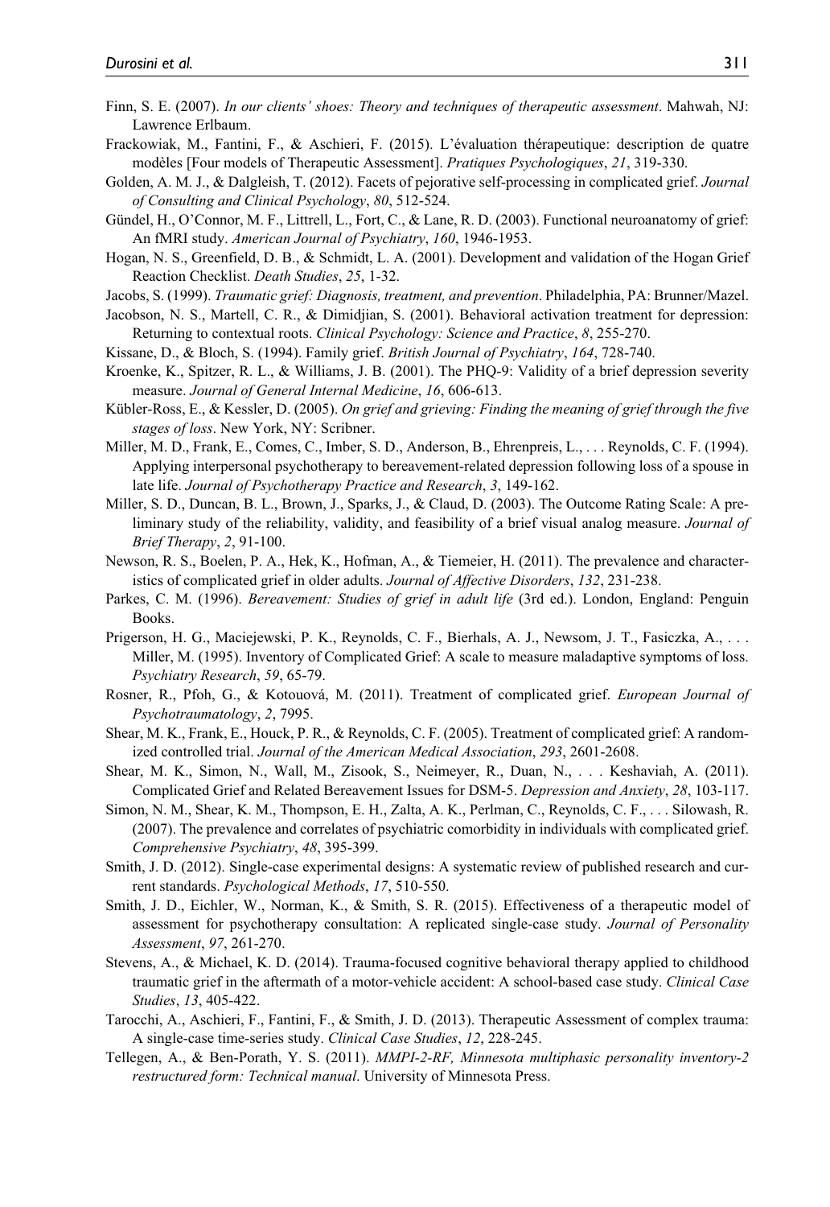Finn, S. E. (2007). *In our clients' shoes: Theory and techniques of therapeutic assessment*. Mahwah, NJ: Lawrence Erlbaum.

Frackowiak, M., Fantini, F., & Aschieri, F. (2015). L'évaluation thérapeutique: description de quatre modèles [Four models of Therapeutic Assessment]. *Pratiques Psychologiques*, *21*, 319-330.

Golden, A. M. J., & Dalgleish, T. (2012). Facets of pejorative self-processing in complicated grief. *Journal of Consulting and Clinical Psychology*, *80*, 512-524.

Gündel, H., O'Connor, M. F., Littrell, L., Fort, C., & Lane, R. D. (2003). Functional neuroanatomy of grief: An fMRI study. *American Journal of Psychiatry*, *160*, 1946-1953.

Hogan, N. S., Greenfield, D. B., & Schmidt, L. A. (2001). Development and validation of the Hogan Grief Reaction Checklist. *Death Studies*, *25*, 1-32.

Jacobs, S. (1999). *Traumatic grief: Diagnosis, treatment, and prevention*. Philadelphia, PA: Brunner/Mazel.

Jacobson, N. S., Martell, C. R., & Dimidjian, S. (2001). Behavioral activation treatment for depression: Returning to contextual roots. *Clinical Psychology: Science and Practice*, *8*, 255-270.

Kissane, D., & Bloch, S. (1994). Family grief. *British Journal of Psychiatry*, *164*, 728-740.

Kroenke, K., Spitzer, R. L., & Williams, J. B. (2001). The PHQ-9: Validity of a brief depression severity measure. *Journal of General Internal Medicine*, *16*, 606-613.

Kübler-Ross, E., & Kessler, D. (2005). *On grief and grieving: Finding the meaning of grief through the five stages of loss*. New York, NY: Scribner.

Miller, M. D., Frank, E., Comes, C., Imber, S. D., Anderson, B., Ehrenpreis, L., . . . Reynolds, C. F. (1994). Applying interpersonal psychotherapy to bereavement-related depression following loss of a spouse in late life. *Journal of Psychotherapy Practice and Research*, *3*, 149-162.

Miller, S. D., Duncan, B. L., Brown, J., Sparks, J., & Claud, D. (2003). The Outcome Rating Scale: A preliminary study of the reliability, validity, and feasibility of a brief visual analog measure. *Journal of Brief Therapy*, *2*, 91-100.

Newson, R. S., Boelen, P. A., Hek, K., Hofman, A., & Tiemeier, H. (2011). The prevalence and characteristics of complicated grief in older adults. *Journal of Affective Disorders*, *132*, 231-238.

Parkes, C. M. (1996). *Bereavement: Studies of grief in adult life* (3rd ed.). London, England: Penguin Books.

Prigerson, H. G., Maciejewski, P. K., Reynolds, C. F., Bierhals, A. J., Newsom, J. T., Fasiczka, A., . . . Miller, M. (1995). Inventory of Complicated Grief: A scale to measure maladaptive symptoms of loss. *Psychiatry Research*, *59*, 65-79.

Rosner, R., Pfoh, G., & Kotouová, M. (2011). Treatment of complicated grief. *European Journal of Psychotraumatology*, *2*, 7995.

Shear, M. K., Frank, E., Houck, P. R., & Reynolds, C. F. (2005). Treatment of complicated grief: A randomized controlled trial. *Journal of the American Medical Association*, *293*, 2601-2608.

Shear, M. K., Simon, N., Wall, M., Zisook, S., Neimeyer, R., Duan, N., . . . Keshaviah, A. (2011). Complicated Grief and Related Bereavement Issues for DSM-5. *Depression and Anxiety*, *28*, 103-117.

Simon, N. M., Shear, K. M., Thompson, E. H., Zalta, A. K., Perlman, C., Reynolds, C. F., . . . Silowash, R. (2007). The prevalence and correlates of psychiatric comorbidity in individuals with complicated grief. *Comprehensive Psychiatry*, *48*, 395-399.

Smith, J. D. (2012). Single-case experimental designs: A systematic review of published research and current standards. *Psychological Methods*, *17*, 510-550.

Smith, J. D., Eichler, W., Norman, K., & Smith, S. R. (2015). Effectiveness of a therapeutic model of assessment for psychotherapy consultation: A replicated single-case study. *Journal of Personality Assessment*, *97*, 261-270.

Stevens, A., & Michael, K. D. (2014). Trauma-focused cognitive behavioral therapy applied to childhood traumatic grief in the aftermath of a motor-vehicle accident: A school-based case study. *Clinical Case Studies*, *13*, 405-422.

Tarocchi, A., Aschieri, F., Fantini, F., & Smith, J. D. (2013). Therapeutic Assessment of complex trauma: A single-case time-series study. *Clinical Case Studies*, *12*, 228-245.

Tellegen, A., & Ben-Porath, Y. S. (2011). *MMPI-2-RF, Minnesota multiphasic personality inventory-2 restructured form: Technical manual*. University of Minnesota Press.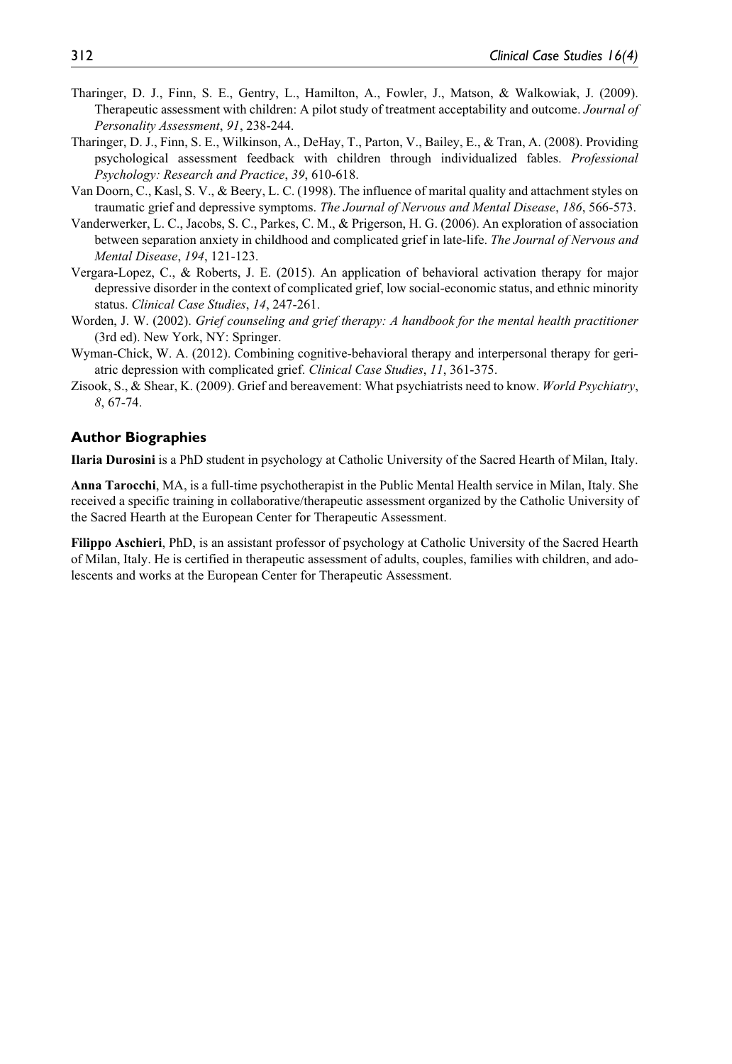Tharinger, D. J., Finn, S. E., Gentry, L., Hamilton, A., Fowler, J., Matson, & Walkowiak, J. (2009). Therapeutic assessment with children: A pilot study of treatment acceptability and outcome. *Journal of Personality Assessment*, *91*, 238-244.

Tharinger, D. J., Finn, S. E., Wilkinson, A., DeHay, T., Parton, V., Bailey, E., & Tran, A. (2008). Providing psychological assessment feedback with children through individualized fables. *Professional Psychology: Research and Practice*, *39*, 610-618.

Van Doorn, C., Kasl, S. V., & Beery, L. C. (1998). The influence of marital quality and attachment styles on traumatic grief and depressive symptoms. *The Journal of Nervous and Mental Disease*, *186*, 566-573.

Vanderwerker, L. C., Jacobs, S. C., Parkes, C. M., & Prigerson, H. G. (2006). An exploration of association between separation anxiety in childhood and complicated grief in late-life. *The Journal of Nervous and Mental Disease*, *194*, 121-123.

Vergara-Lopez, C., & Roberts, J. E. (2015). An application of behavioral activation therapy for major depressive disorder in the context of complicated grief, low social-economic status, and ethnic minority status. *Clinical Case Studies*, *14*, 247-261.

Worden, J. W. (2002). *Grief counseling and grief therapy: A handbook for the mental health practitioner* (3rd ed). New York, NY: Springer.

Wyman-Chick, W. A. (2012). Combining cognitive-behavioral therapy and interpersonal therapy for geriatric depression with complicated grief. *Clinical Case Studies*, *11*, 361-375.

Zisook, S., & Shear, K. (2009). Grief and bereavement: What psychiatrists need to know. *World Psychiatry*, *8*, 67-74.

## Author Biographies

**Ilaria Durosini** is a PhD student in psychology at Catholic University of the Sacred Hearth of Milan, Italy.

**Anna Tarocchi**, MA, is a full-time psychotherapist in the Public Mental Health service in Milan, Italy. She received a specific training in collaborative/therapeutic assessment organized by the Catholic University of the Sacred Hearth at the European Center for Therapeutic Assessment.

**Filippo Aschieri**, PhD, is an assistant professor of psychology at Catholic University of the Sacred Hearth of Milan, Italy. He is certified in therapeutic assessment of adults, couples, families with children, and adolescents and works at the European Center for Therapeutic Assessment.